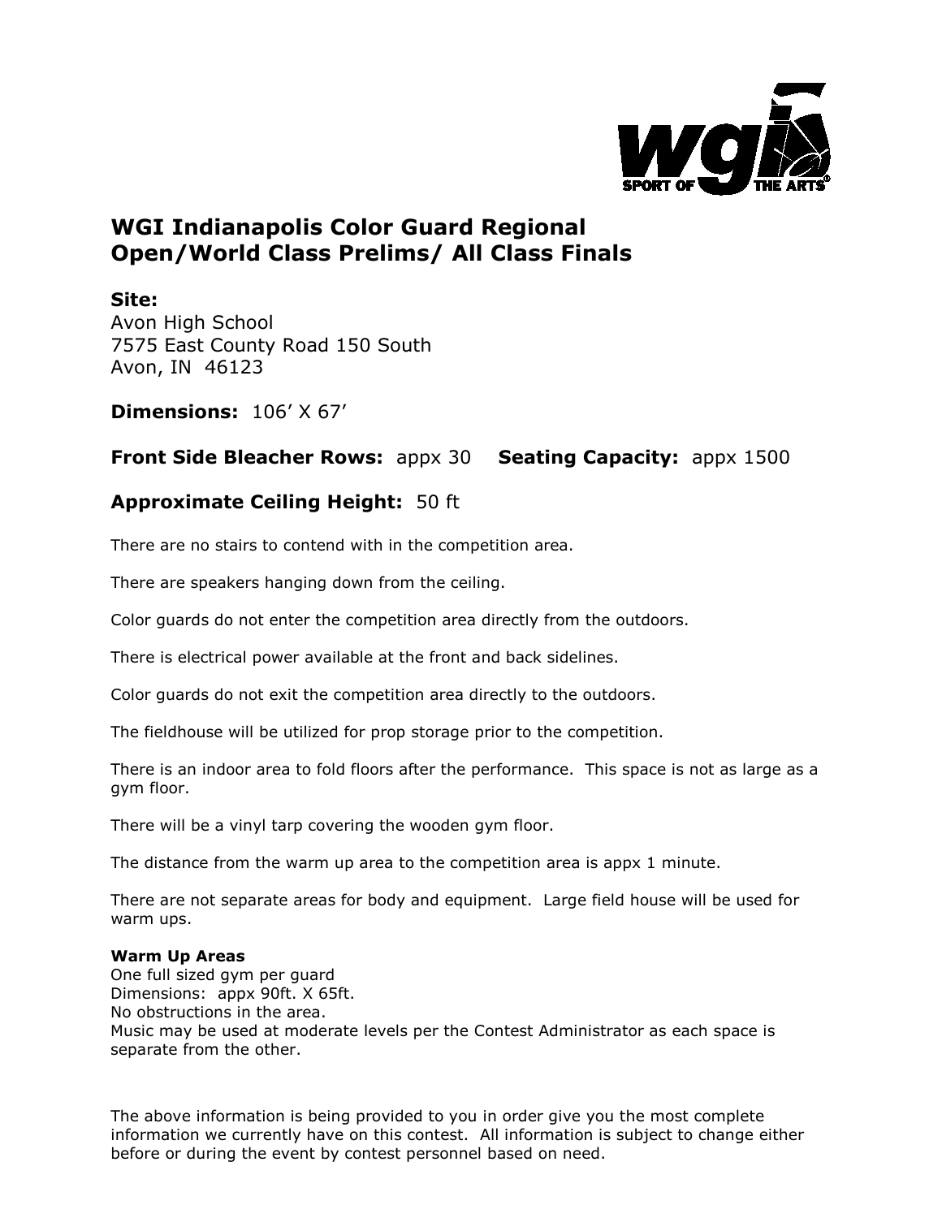# WGI Indianapolis Color Guard Regional
# Open/World Class Prelims/ All Class Finals

**Site:**
Avon High School
7575 East County Road 150 South
Avon, IN 46123

**Dimensions:** 106' X 67'

**Front Side Bleacher Rows:** appx 30 **Seating Capacity:** appx 1500

**Approximate Ceiling Height:** 50 ft

There are no stairs to contend with in the competition area.

There are speakers hanging down from the ceiling.

Color guards do not enter the competition area directly from the outdoors.

There is electrical power available at the front and back sidelines.

Color guards do not exit the competition area directly to the outdoors.

The fieldhouse will be utilized for prop storage prior to the competition.

There is an indoor area to fold floors after the performance. This space is not as large as a gym floor.

There will be a vinyl tarp covering the wooden gym floor.

The distance from the warm up area to the competition area is appx 1 minute.

There are not separate areas for body and equipment. Large field house will be used for warm ups.

**Warm Up Areas**
One full sized gym per guard
Dimensions: appx 90ft. X 65ft.
No obstructions in the area.
Music may be used at moderate levels per the Contest Administrator as each space is separate from the other.

The above information is being provided to you in order give you the most complete information we currently have on this contest. All information is subject to change either before or during the event by contest personnel based on need.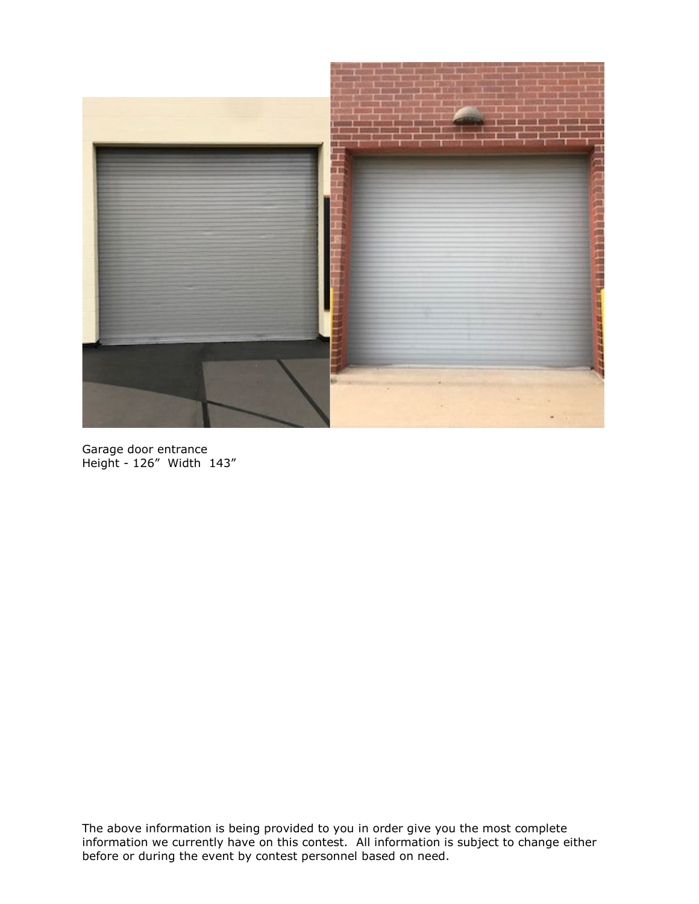Garage door entrance
Height - 126”  Width  143”

The above information is being provided to you in order give you the most complete information we currently have on this contest.  All information is subject to change either before or during the event by contest personnel based on need.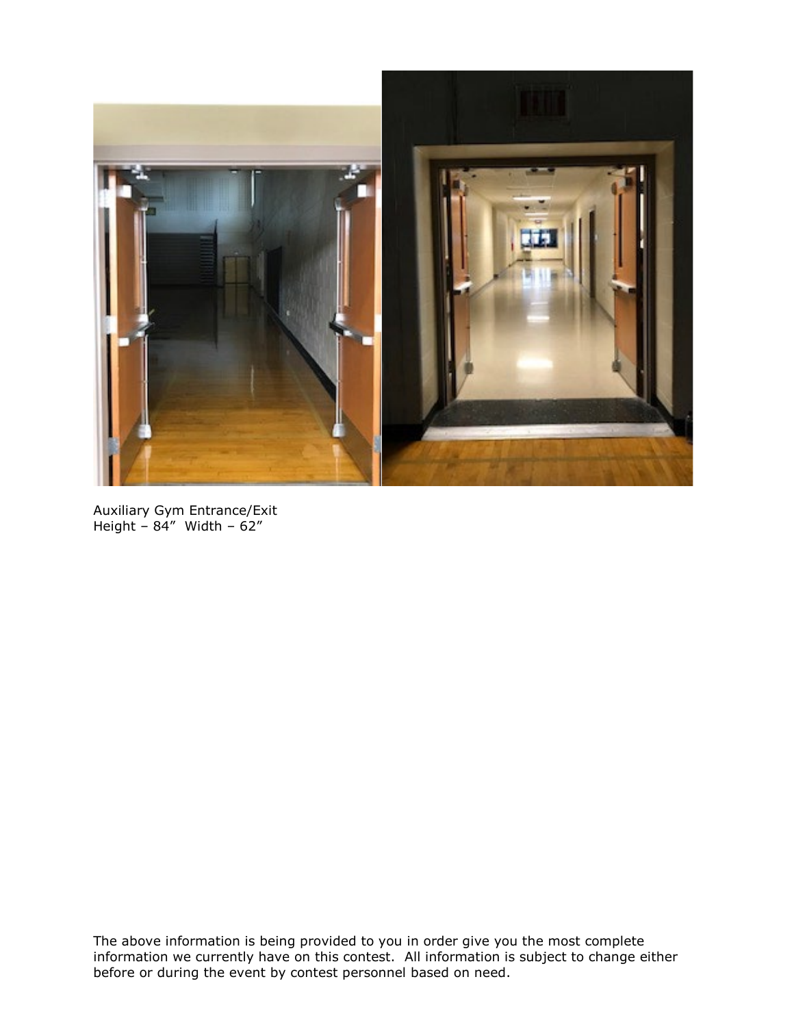Auxiliary Gym Entrance/Exit
Height – 84”  Width – 62”

The above information is being provided to you in order give you the most complete information we currently have on this contest.  All information is subject to change either before or during the event by contest personnel based on need.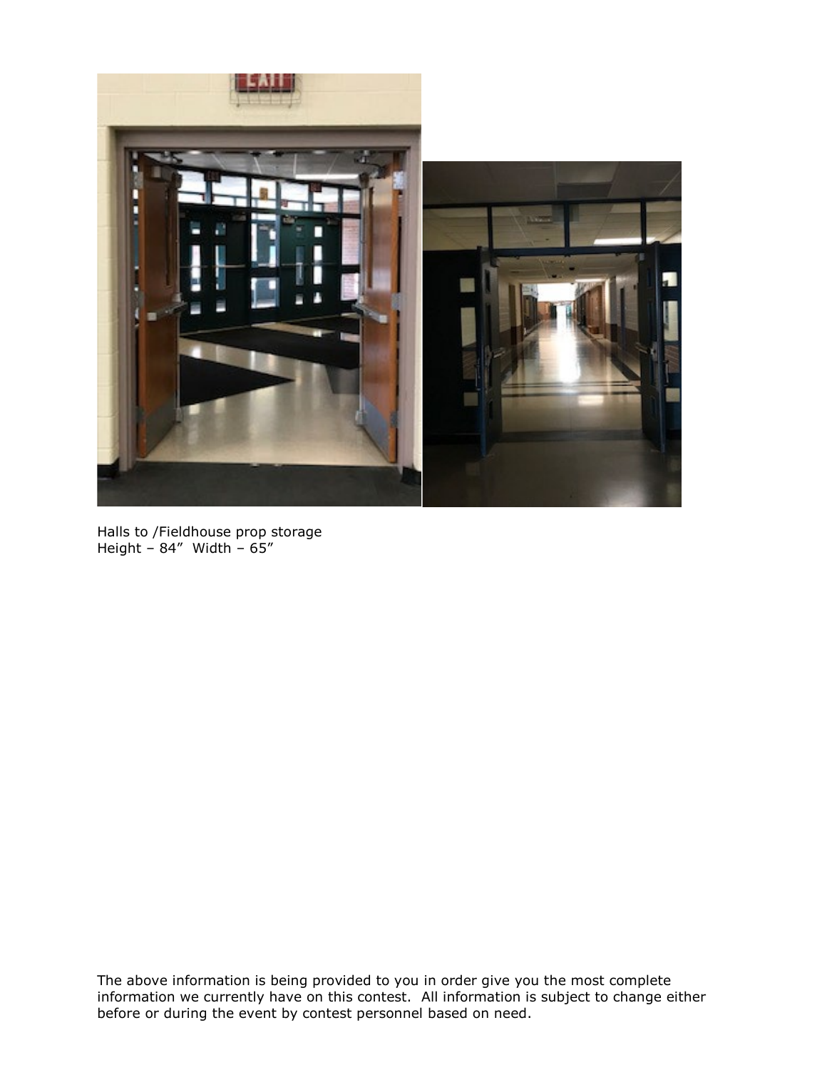Halls to /Fieldhouse prop storage
Height – 84”  Width – 65”

The above information is being provided to you in order give you the most complete information we currently have on this contest. All information is subject to change either before or during the event by contest personnel based on need.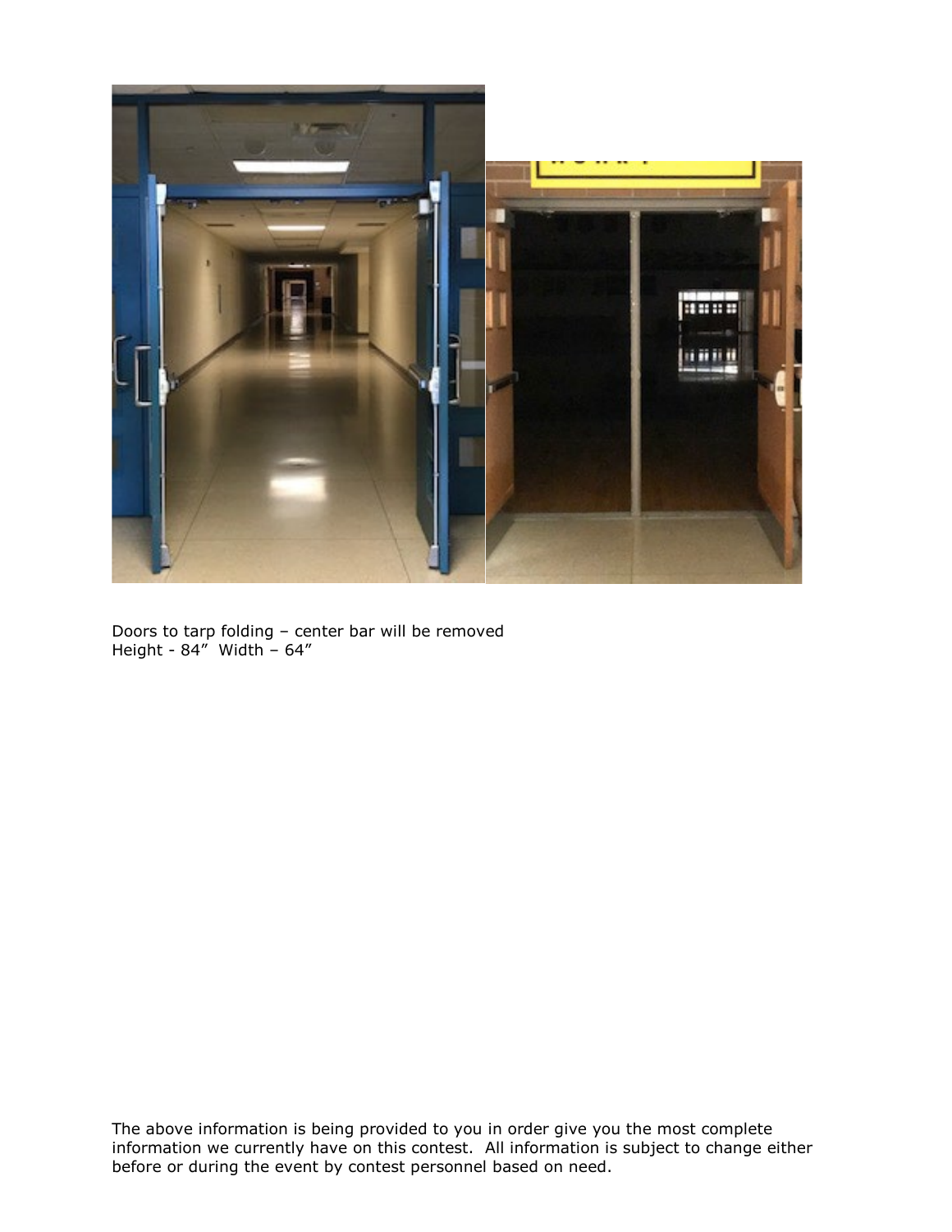Doors to tarp folding – center bar will be removed
Height - 84”  Width – 64”

The above information is being provided to you in order give you the most complete information we currently have on this contest.  All information is subject to change either before or during the event by contest personnel based on need.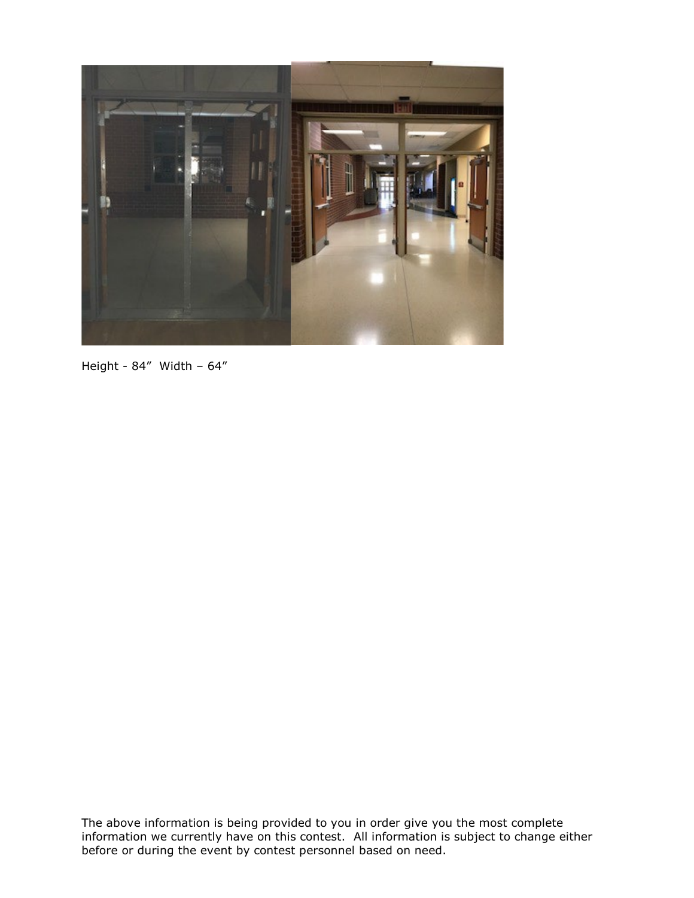Height - 84”  Width – 64”

The above information is being provided to you in order give you the most complete information we currently have on this contest.  All information is subject to change either before or during the event by contest personnel based on need.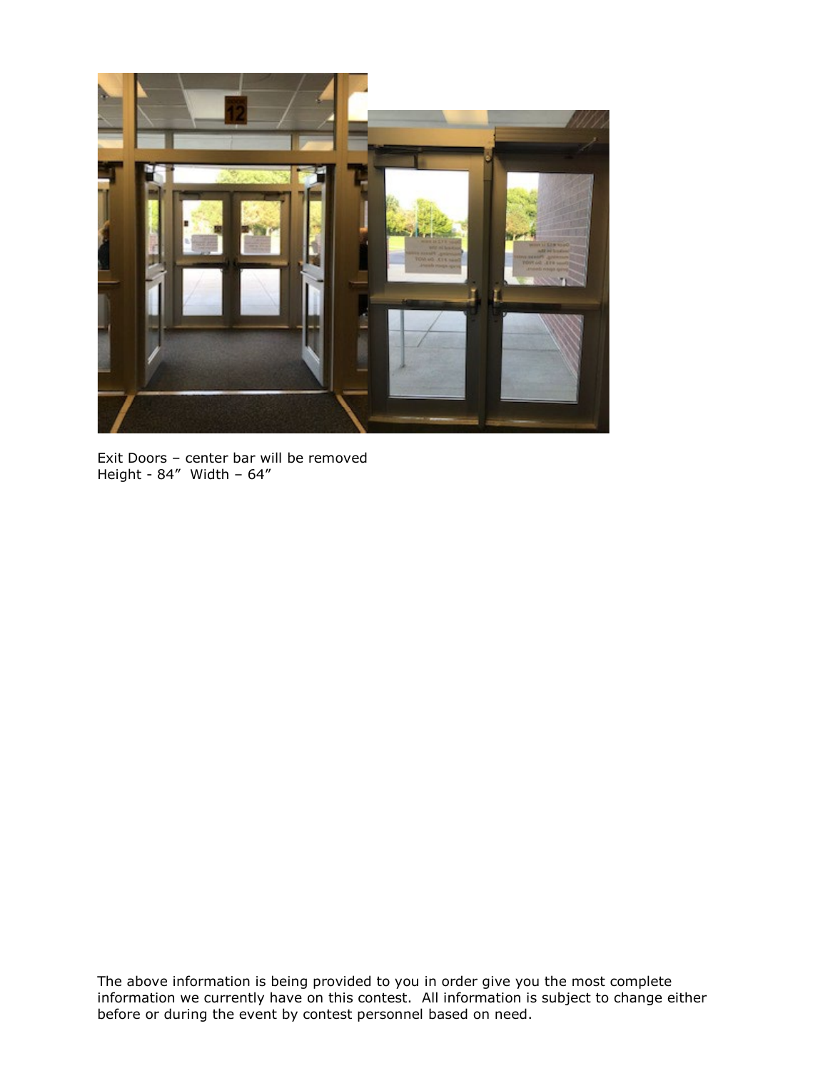Exit Doors – center bar will be removed
Height - 84”  Width – 64”

The above information is being provided to you in order give you the most complete information we currently have on this contest.  All information is subject to change either before or during the event by contest personnel based on need.